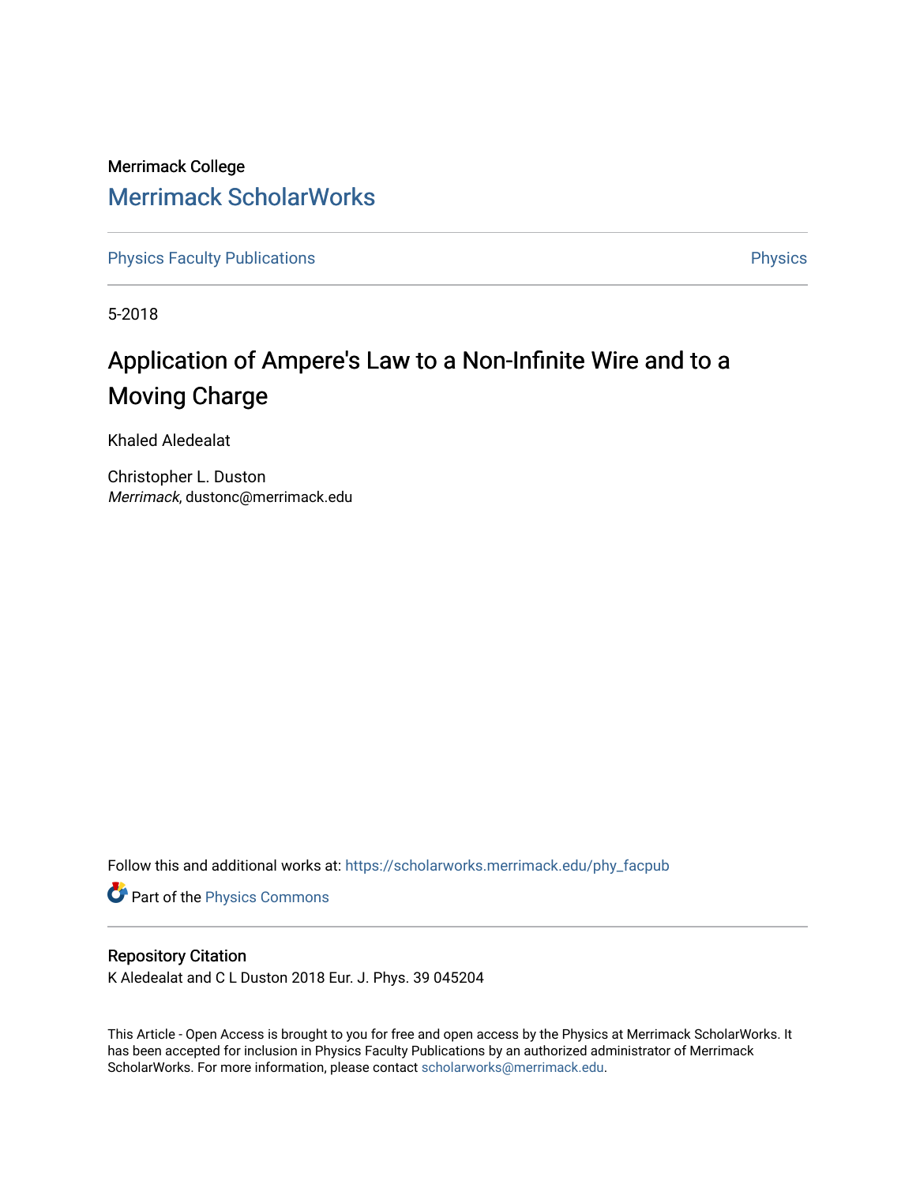Merrimack College

# Merrimack ScholarWorks

Physics Faculty Publications

Physics

5-2018

## Application of Ampere's Law to a Non-Infinite Wire and to a Moving Charge

Khaled Aledealat

Christopher L. Duston
*Merrimack*, dustonc@merrimack.edu

Follow this and additional works at: https://scholarworks.merrimack.edu/phy_facpub

Part of the Physics Commons

### Repository Citation

K Aledealat and C L Duston 2018 Eur. J. Phys. 39 045204

This Article - Open Access is brought to you for free and open access by the Physics at Merrimack ScholarWorks. It has been accepted for inclusion in Physics Faculty Publications by an authorized administrator of Merrimack ScholarWorks. For more information, please contact scholarworks@merrimack.edu.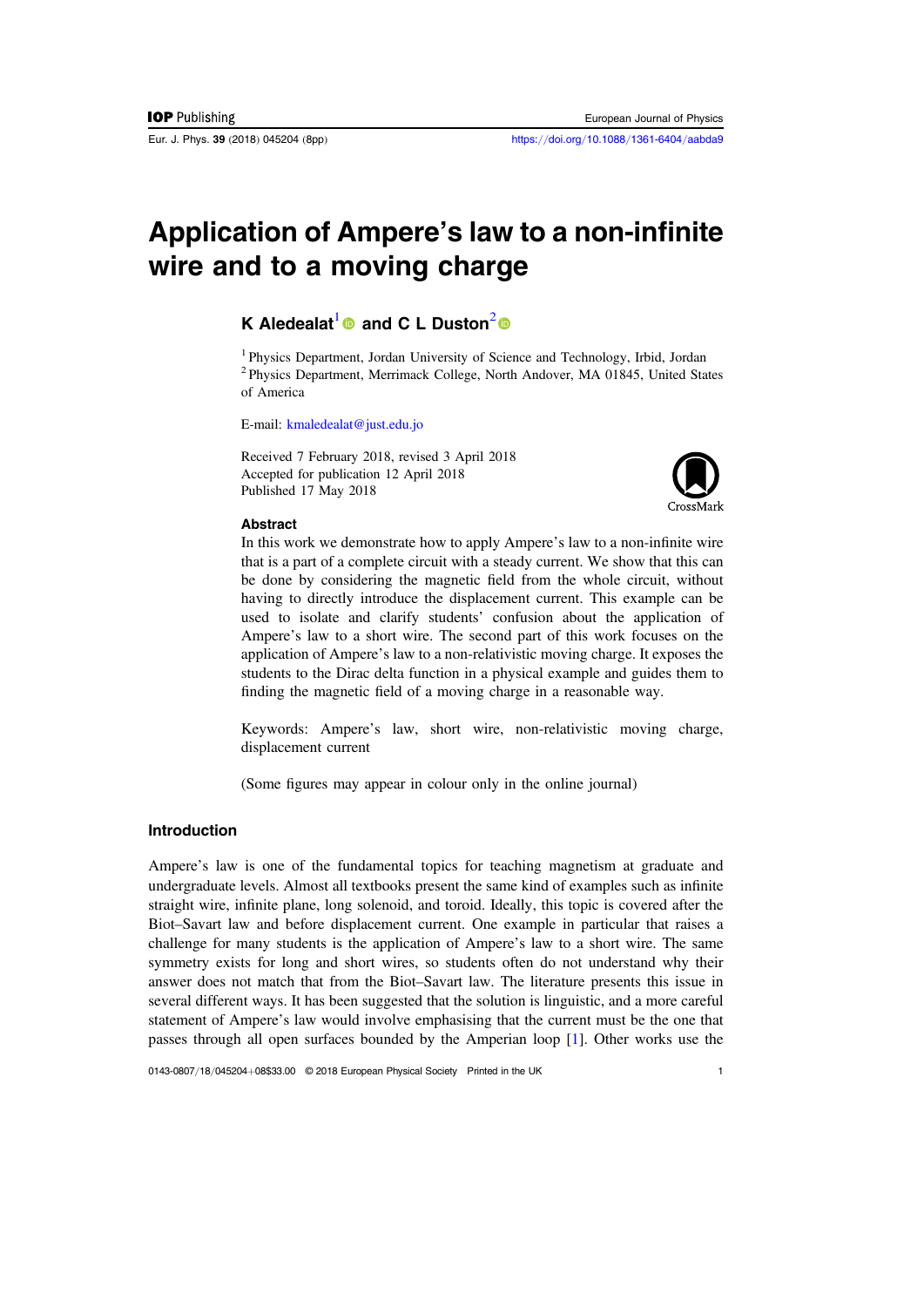# Application of Ampere's law to a non-infinite wire and to a moving charge

**K Aledealat**[1] **and C L Duston**[2]

[1] Physics Department, Jordan University of Science and Technology, Irbid, Jordan
[2] Physics Department, Merrimack College, North Andover, MA 01845, United States of America

E-mail: kmaledealat@just.edu.jo

Received 7 February 2018, revised 3 April 2018
Accepted for publication 12 April 2018
Published 17 May 2018

### Abstract

In this work we demonstrate how to apply Ampere's law to a non-infinite wire that is a part of a complete circuit with a steady current. We show that this can be done by considering the magnetic field from the whole circuit, without having to directly introduce the displacement current. This example can be used to isolate and clarify students' confusion about the application of Ampere's law to a short wire. The second part of this work focuses on the application of Ampere's law to a non-relativistic moving charge. It exposes the students to the Dirac delta function in a physical example and guides them to finding the magnetic field of a moving charge in a reasonable way.

Keywords: Ampere's law, short wire, non-relativistic moving charge, displacement current

(Some figures may appear in colour only in the online journal)

## Introduction

Ampere's law is one of the fundamental topics for teaching magnetism at graduate and undergraduate levels. Almost all textbooks present the same kind of examples such as infinite straight wire, infinite plane, long solenoid, and toroid. Ideally, this topic is covered after the Biot–Savart law and before displacement current. One example in particular that raises a challenge for many students is the application of Ampere's law to a short wire. The same symmetry exists for long and short wires, so students often do not understand why their answer does not match that from the Biot–Savart law. The literature presents this issue in several different ways. It has been suggested that the solution is linguistic, and a more careful statement of Ampere's law would involve emphasising that the current must be the one that passes through all open surfaces bounded by the Amperian loop [1]. Other works use the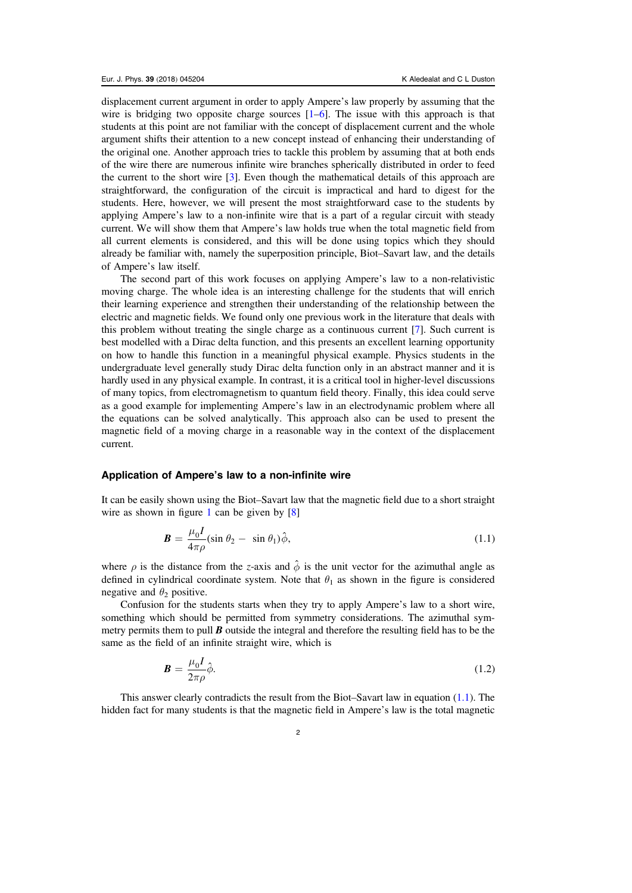displacement current argument in order to apply Ampere's law properly by assuming that the wire is bridging two opposite charge sources [1–6]. The issue with this approach is that students at this point are not familiar with the concept of displacement current and the whole argument shifts their attention to a new concept instead of enhancing their understanding of the original one. Another approach tries to tackle this problem by assuming that at both ends of the wire there are numerous infinite wire branches spherically distributed in order to feed the current to the short wire [3]. Even though the mathematical details of this approach are straightforward, the configuration of the circuit is impractical and hard to digest for the students. Here, however, we will present the most straightforward case to the students by applying Ampere's law to a non-infinite wire that is a part of a regular circuit with steady current. We will show them that Ampere's law holds true when the total magnetic field from all current elements is considered, and this will be done using topics which they should already be familiar with, namely the superposition principle, Biot–Savart law, and the details of Ampere's law itself.

The second part of this work focuses on applying Ampere's law to a non-relativistic moving charge. The whole idea is an interesting challenge for the students that will enrich their learning experience and strengthen their understanding of the relationship between the electric and magnetic fields. We found only one previous work in the literature that deals with this problem without treating the single charge as a continuous current [7]. Such current is best modelled with a Dirac delta function, and this presents an excellent learning opportunity on how to handle this function in a meaningful physical example. Physics students in the undergraduate level generally study Dirac delta function only in an abstract manner and it is hardly used in any physical example. In contrast, it is a critical tool in higher-level discussions of many topics, from electromagnetism to quantum field theory. Finally, this idea could serve as a good example for implementing Ampere's law in an electrodynamic problem where all the equations can be solved analytically. This approach also can be used to present the magnetic field of a moving charge in a reasonable way in the context of the displacement current.

## Application of Ampere's law to a non-infinite wire

It can be easily shown using the Biot–Savart law that the magnetic field due to a short straight wire as shown in figure 1 can be given by [8]

$$\boldsymbol{B} = \frac{\mu_0 I}{4\pi\rho}(\sin\theta_2 - \sin\theta_1)\hat{\phi}, \tag{1.1}$$

where $\rho$ is the distance from the $z$-axis and $\hat{\phi}$ is the unit vector for the azimuthal angle as defined in cylindrical coordinate system. Note that $\theta_1$ as shown in the figure is considered negative and $\theta_2$ positive.

Confusion for the students starts when they try to apply Ampere's law to a short wire, something which should be permitted from symmetry considerations. The azimuthal symmetry permits them to pull $\boldsymbol{B}$ outside the integral and therefore the resulting field has to be the same as the field of an infinite straight wire, which is

$$\boldsymbol{B} = \frac{\mu_0 I}{2\pi\rho}\hat{\phi}. \tag{1.2}$$

This answer clearly contradicts the result from the Biot–Savart law in equation (1.1). The hidden fact for many students is that the magnetic field in Ampere's law is the total magnetic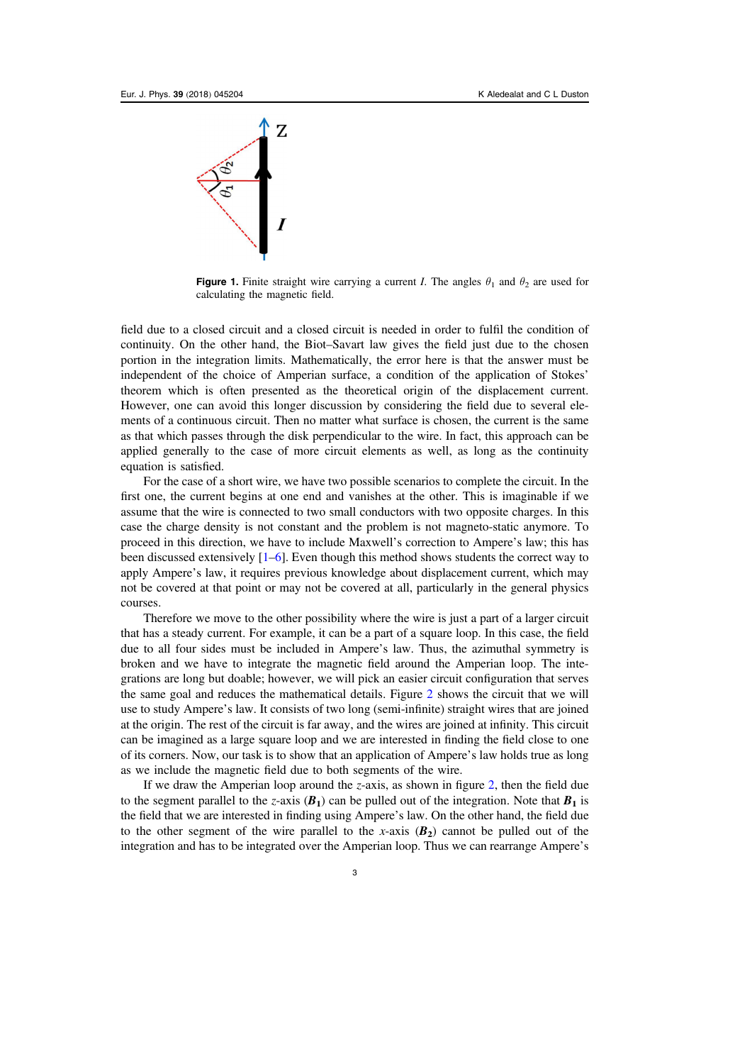**Figure 1.** Finite straight wire carrying a current $I$. The angles $\theta_1$ and $\theta_2$ are used for calculating the magnetic field.

field due to a closed circuit and a closed circuit is needed in order to fulfil the condition of continuity. On the other hand, the Biot–Savart law gives the field just due to the chosen portion in the integration limits. Mathematically, the error here is that the answer must be independent of the choice of Amperian surface, a condition of the application of Stokes' theorem which is often presented as the theoretical origin of the displacement current. However, one can avoid this longer discussion by considering the field due to several elements of a continuous circuit. Then no matter what surface is chosen, the current is the same as that which passes through the disk perpendicular to the wire. In fact, this approach can be applied generally to the case of more circuit elements as well, as long as the continuity equation is satisfied.

For the case of a short wire, we have two possible scenarios to complete the circuit. In the first one, the current begins at one end and vanishes at the other. This is imaginable if we assume that the wire is connected to two small conductors with two opposite charges. In this case the charge density is not constant and the problem is not magneto-static anymore. To proceed in this direction, we have to include Maxwell's correction to Ampere's law; this has been discussed extensively [1–6]. Even though this method shows students the correct way to apply Ampere's law, it requires previous knowledge about displacement current, which may not be covered at that point or may not be covered at all, particularly in the general physics courses.

Therefore we move to the other possibility where the wire is just a part of a larger circuit that has a steady current. For example, it can be a part of a square loop. In this case, the field due to all four sides must be included in Ampere's law. Thus, the azimuthal symmetry is broken and we have to integrate the magnetic field around the Amperian loop. The integrations are long but doable; however, we will pick an easier circuit configuration that serves the same goal and reduces the mathematical details. Figure 2 shows the circuit that we will use to study Ampere's law. It consists of two long (semi-infinite) straight wires that are joined at the origin. The rest of the circuit is far away, and the wires are joined at infinity. This circuit can be imagined as a large square loop and we are interested in finding the field close to one of its corners. Now, our task is to show that an application of Ampere's law holds true as long as we include the magnetic field due to both segments of the wire.

If we draw the Amperian loop around the $z$-axis, as shown in figure 2, then the field due to the segment parallel to the $z$-axis ($\boldsymbol{B_1}$) can be pulled out of the integration. Note that $\boldsymbol{B_1}$ is the field that we are interested in finding using Ampere's law. On the other hand, the field due to the other segment of the wire parallel to the $x$-axis ($\boldsymbol{B_2}$) cannot be pulled out of the integration and has to be integrated over the Amperian loop. Thus we can rearrange Ampere's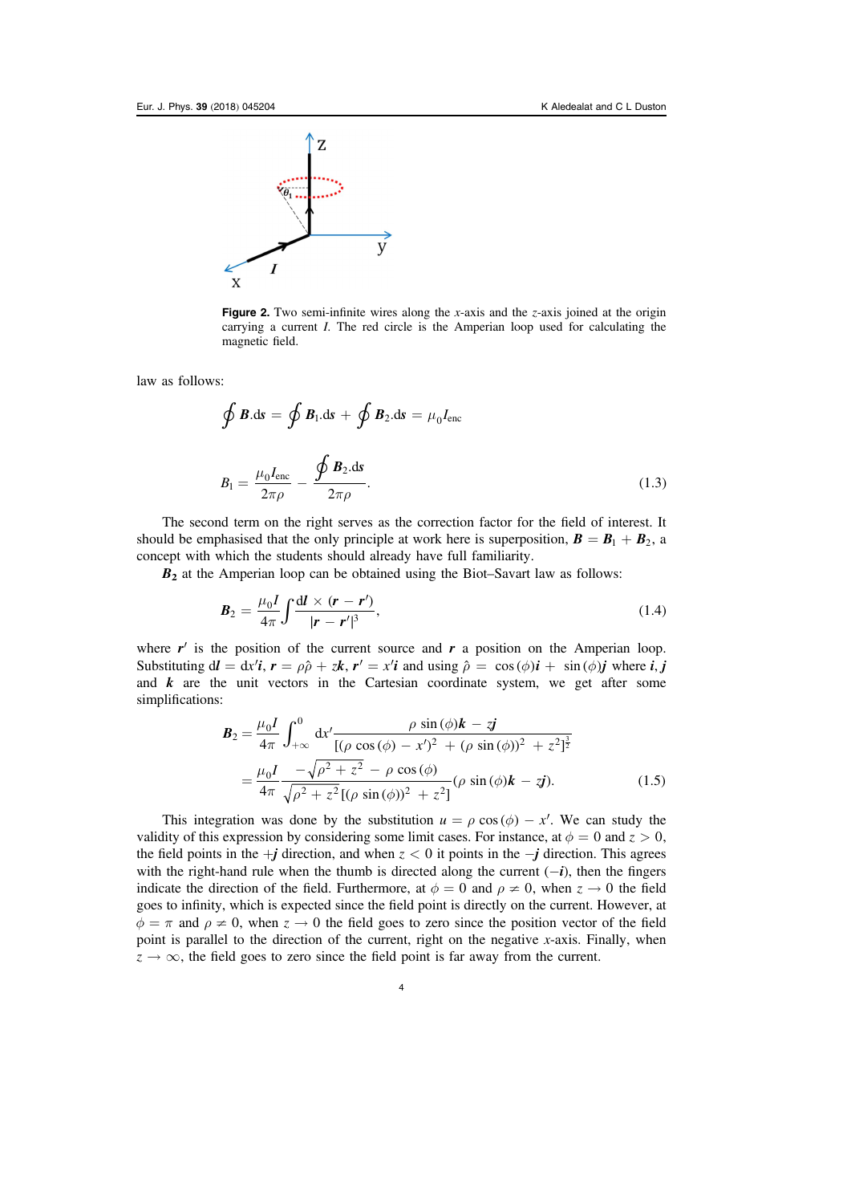**Figure 2.** Two semi-infinite wires along the $x$-axis and the $z$-axis joined at the origin carrying a current $I$. The red circle is the Amperian loop used for calculating the magnetic field.

law as follows:

$$\oint \boldsymbol{B}.\mathrm{d}\boldsymbol{s} = \oint \boldsymbol{B}_1.\mathrm{d}\boldsymbol{s} + \oint \boldsymbol{B}_2.\mathrm{d}\boldsymbol{s} = \mu_0 I_{\mathrm{enc}}$$

$$B_1 = \frac{\mu_0 I_{\mathrm{enc}}}{2\pi\rho} - \frac{\oint \boldsymbol{B}_2.\mathrm{d}\boldsymbol{s}}{2\pi\rho}. \tag{1.3}$$

The second term on the right serves as the correction factor for the field of interest. It should be emphasised that the only principle at work here is superposition, $\boldsymbol{B} = \boldsymbol{B}_1 + \boldsymbol{B}_2$, a concept with which the students should already have full familiarity.

$\boldsymbol{B}_2$ at the Amperian loop can be obtained using the Biot–Savart law as follows:

$$\boldsymbol{B}_2 = \frac{\mu_0 I}{4\pi}\int \frac{\mathrm{d}\boldsymbol{l} \times (\boldsymbol{r} - \boldsymbol{r}')}{|\boldsymbol{r} - \boldsymbol{r}'|^3}, \tag{1.4}$$

where $\boldsymbol{r}'$ is the position of the current source and $\boldsymbol{r}$ a position on the Amperian loop. Substituting $\mathrm{d}\boldsymbol{l} = \mathrm{d}x'\boldsymbol{i}$, $\boldsymbol{r} = \rho\hat{\rho} + z\boldsymbol{k}$, $\boldsymbol{r}' = x'\boldsymbol{i}$ and using $\hat{\rho} = \cos(\phi)\boldsymbol{i} + \sin(\phi)\boldsymbol{j}$ where $\boldsymbol{i}, \boldsymbol{j}$ and $\boldsymbol{k}$ are the unit vectors in the Cartesian coordinate system, we get after some simplifications:

$$\begin{aligned}\boldsymbol{B}_2 &= \frac{\mu_0 I}{4\pi}\int_{+\infty}^{0} \mathrm{d}x' \frac{\rho\sin(\phi)\boldsymbol{k} - z\boldsymbol{j}}{[(\rho\cos(\phi) - x')^2 + (\rho\sin(\phi))^2 + z^2]^{\frac{3}{2}}} \\ &= \frac{\mu_0 I}{4\pi}\frac{-\sqrt{\rho^2 + z^2} - \rho\cos(\phi)}{\sqrt{\rho^2 + z^2}\,[(\rho\sin(\phi))^2 + z^2]}(\rho\sin(\phi)\boldsymbol{k} - z\boldsymbol{j}).\end{aligned} \tag{1.5}$$

This integration was done by the substitution $u = \rho\cos(\phi) - x'$. We can study the validity of this expression by considering some limit cases. For instance, at $\phi = 0$ and $z > 0$, the field points in the $+\boldsymbol{j}$ direction, and when $z < 0$ it points in the $-\boldsymbol{j}$ direction. This agrees with the right-hand rule when the thumb is directed along the current $(-\boldsymbol{i})$, then the fingers indicate the direction of the field. Furthermore, at $\phi = 0$ and $\rho \neq 0$, when $z \to 0$ the field goes to infinity, which is expected since the field point is directly on the current. However, at $\phi = \pi$ and $\rho \neq 0$, when $z \to 0$ the field goes to zero since the position vector of the field point is parallel to the direction of the current, right on the negative $x$-axis. Finally, when $z \to \infty$, the field goes to zero since the field point is far away from the current.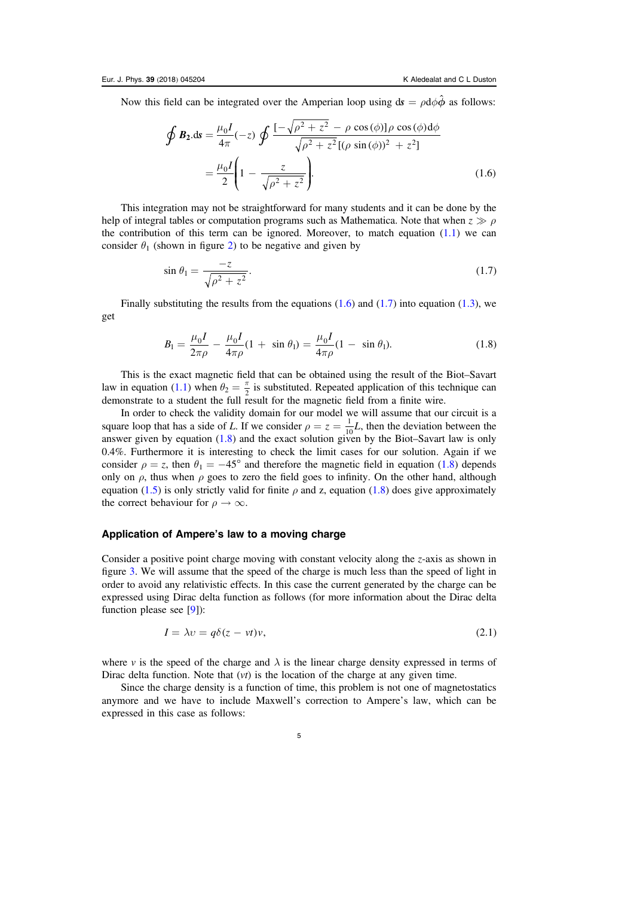Now this field can be integrated over the Amperian loop using $d\boldsymbol{s} = \rho d\phi\hat{\boldsymbol{\phi}}$ as follows:

$$\oint \boldsymbol{B_2}.d\boldsymbol{s} = \frac{\mu_0 I}{4\pi}(-z)\oint \frac{[-\sqrt{\rho^2 + z^2} - \rho\cos(\phi)]\rho\cos(\phi)d\phi}{\sqrt{\rho^2 + z^2}[(\rho\sin(\phi))^2 + z^2]}$$
$$= \frac{\mu_0 I}{2}\left(1 - \frac{z}{\sqrt{\rho^2 + z^2}}\right). \tag{1.6}$$

This integration may not be straightforward for many students and it can be done by the help of integral tables or computation programs such as Mathematica. Note that when $z \gg \rho$ the contribution of this term can be ignored. Moreover, to match equation (1.1) we can consider $\theta_1$ (shown in figure 2) to be negative and given by

$$\sin\theta_1 = \frac{-z}{\sqrt{\rho^2 + z^2}}. \tag{1.7}$$

Finally substituting the results from the equations (1.6) and (1.7) into equation (1.3), we get

$$B_1 = \frac{\mu_0 I}{2\pi\rho} - \frac{\mu_0 I}{4\pi\rho}(1 + \sin\theta_1) = \frac{\mu_0 I}{4\pi\rho}(1 - \sin\theta_1). \tag{1.8}$$

This is the exact magnetic field that can be obtained using the result of the Biot–Savart law in equation (1.1) when $\theta_2 = \frac{\pi}{2}$ is substituted. Repeated application of this technique can demonstrate to a student the full result for the magnetic field from a finite wire.

In order to check the validity domain for our model we will assume that our circuit is a square loop that has a side of $L$. If we consider $\rho = z = \frac{1}{10}L$, then the deviation between the answer given by equation (1.8) and the exact solution given by the Biot–Savart law is only 0.4%. Furthermore it is interesting to check the limit cases for our solution. Again if we consider $\rho = z$, then $\theta_1 = -45^\circ$ and therefore the magnetic field in equation (1.8) depends only on $\rho$, thus when $\rho$ goes to zero the field goes to infinity. On the other hand, although equation (1.5) is only strictly valid for finite $\rho$ and z, equation (1.8) does give approximately the correct behaviour for $\rho \to \infty$.

### Application of Ampere's law to a moving charge

Consider a positive point charge moving with constant velocity along the $z$-axis as shown in figure 3. We will assume that the speed of the charge is much less than the speed of light in order to avoid any relativistic effects. In this case the current generated by the charge can be expressed using Dirac delta function as follows (for more information about the Dirac delta function please see [9]):

$$I = \lambda v = q\delta(z - vt)v, \tag{2.1}$$

where $v$ is the speed of the charge and $\lambda$ is the linear charge density expressed in terms of Dirac delta function. Note that ($vt$) is the location of the charge at any given time.

Since the charge density is a function of time, this problem is not one of magnetostatics anymore and we have to include Maxwell's correction to Ampere's law, which can be expressed in this case as follows: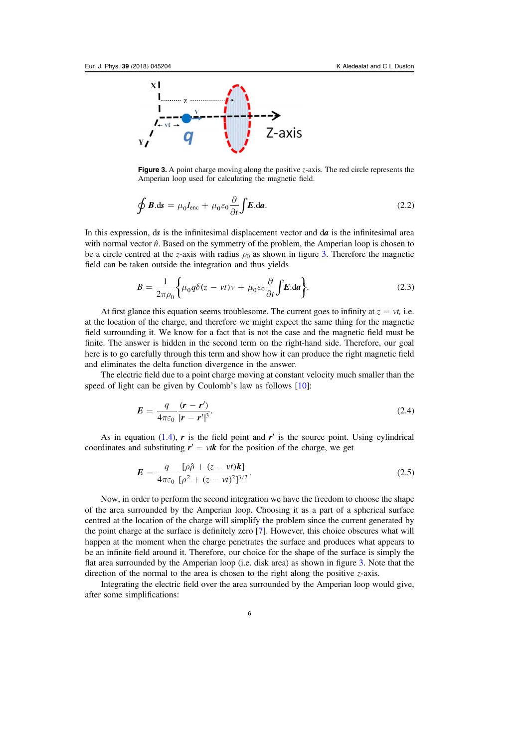**Figure 3.** A point charge moving along the positive $z$-axis. The red circle represents the Amperian loop used for calculating the magnetic field.

$$\oint \boldsymbol{B}.\mathrm{d}\boldsymbol{s} = \mu_0 I_{\text{enc}} + \mu_0 \varepsilon_0 \frac{\partial}{\partial t} \int \boldsymbol{E}.\mathrm{d}\boldsymbol{a}. \tag{2.2}$$

In this expression, d$\boldsymbol{s}$ is the infinitesimal displacement vector and d$\boldsymbol{a}$ is the infinitesimal area with normal vector $\hat{n}$. Based on the symmetry of the problem, the Amperian loop is chosen to be a circle centred at the $z$-axis with radius $\rho_0$ as shown in figure 3. Therefore the magnetic field can be taken outside the integration and thus yields

$$B = \frac{1}{2\pi\rho_0} \left\{ \mu_0 q \delta(z - vt) v + \mu_0 \varepsilon_0 \frac{\partial}{\partial t} \int \boldsymbol{E}.\mathrm{d}\boldsymbol{a} \right\}. \tag{2.3}$$

At first glance this equation seems troublesome. The current goes to infinity at $z = vt$, i.e. at the location of the charge, and therefore we might expect the same thing for the magnetic field surrounding it. We know for a fact that is not the case and the magnetic field must be finite. The answer is hidden in the second term on the right-hand side. Therefore, our goal here is to go carefully through this term and show how it can produce the right magnetic field and eliminates the delta function divergence in the answer.

The electric field due to a point charge moving at constant velocity much smaller than the speed of light can be given by Coulomb's law as follows [10]:

$$\boldsymbol{E} = \frac{q}{4\pi\varepsilon_0} \frac{(\boldsymbol{r} - \boldsymbol{r}')}{|\boldsymbol{r} - \boldsymbol{r}'|^3}. \tag{2.4}$$

As in equation (1.4), $\boldsymbol{r}$ is the field point and $\boldsymbol{r}'$ is the source point. Using cylindrical coordinates and substituting $\boldsymbol{r}' = vt\boldsymbol{k}$ for the position of the charge, we get

$$\boldsymbol{E} = \frac{q}{4\pi\varepsilon_0} \frac{[\rho\hat{\rho} + (z - vt)\boldsymbol{k}]}{[\rho^2 + (z - vt)^2]^{3/2}}. \tag{2.5}$$

Now, in order to perform the second integration we have the freedom to choose the shape of the area surrounded by the Amperian loop. Choosing it as a part of a spherical surface centred at the location of the charge will simplify the problem since the current generated by the point charge at the surface is definitely zero [7]. However, this choice obscures what will happen at the moment when the charge penetrates the surface and produces what appears to be an infinite field around it. Therefore, our choice for the shape of the surface is simply the flat area surrounded by the Amperian loop (i.e. disk area) as shown in figure 3. Note that the direction of the normal to the area is chosen to the right along the positive $z$-axis.

Integrating the electric field over the area surrounded by the Amperian loop would give, after some simplifications: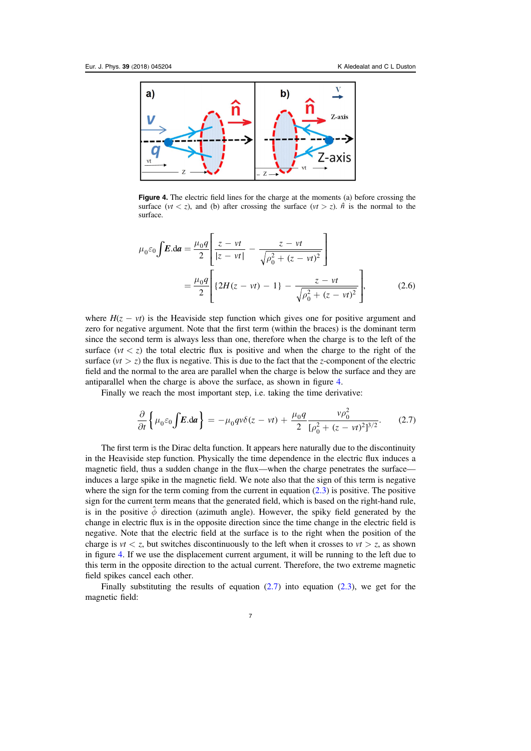**Figure 4.** The electric field lines for the charge at the moments (a) before crossing the surface ($vt < z$), and (b) after crossing the surface ($vt > z$). $\hat{n}$ is the normal to the surface.

$$\mu_0 \varepsilon_0 \int \boldsymbol{E}.\mathrm{d}\boldsymbol{a} = \frac{\mu_0 q}{2}\left[\frac{z - vt}{|z - vt|} - \frac{z - vt}{\sqrt{\rho_0^2 + (z - vt)^2}}\right]$$
$$= \frac{\mu_0 q}{2}\left[\{2H(z - vt) - 1\} - \frac{z - vt}{\sqrt{\rho_0^2 + (z - vt)^2}}\right], \tag{2.6}$$

where $H(z - vt)$ is the Heaviside step function which gives one for positive argument and zero for negative argument. Note that the first term (within the braces) is the dominant term since the second term is always less than one, therefore when the charge is to the left of the surface ($vt < z$) the total electric flux is positive and when the charge to the right of the surface ($vt > z$) the flux is negative. This is due to the fact that the $z$-component of the electric field and the normal to the area are parallel when the charge is below the surface and they are antiparallel when the charge is above the surface, as shown in figure 4.

Finally we reach the most important step, i.e. taking the time derivative:

$$\frac{\partial}{\partial t}\left\{\mu_0 \varepsilon_0 \int \boldsymbol{E}.\mathrm{d}\boldsymbol{a}\right\} = -\mu_0 q v \delta(z - vt) + \frac{\mu_0 q}{2}\frac{v\rho_0^2}{[\rho_0^2 + (z - vt)^2]^{3/2}}. \tag{2.7}$$

The first term is the Dirac delta function. It appears here naturally due to the discontinuity in the Heaviside step function. Physically the time dependence in the electric flux induces a magnetic field, thus a sudden change in the flux—when the charge penetrates the surface—induces a large spike in the magnetic field. We note also that the sign of this term is negative where the sign for the term coming from the current in equation (2.3) is positive. The positive sign for the current term means that the generated field, which is based on the right-hand rule, is in the positive $\hat{\phi}$ direction (azimuth angle). However, the spiky field generated by the change in electric flux is in the opposite direction since the time change in the electric field is negative. Note that the electric field at the surface is to the right when the position of the charge is $vt < z$, but switches discontinuously to the left when it crosses to $vt > z$, as shown in figure 4. If we use the displacement current argument, it will be running to the left due to this term in the opposite direction to the actual current. Therefore, the two extreme magnetic field spikes cancel each other.

Finally substituting the results of equation (2.7) into equation (2.3), we get for the magnetic field: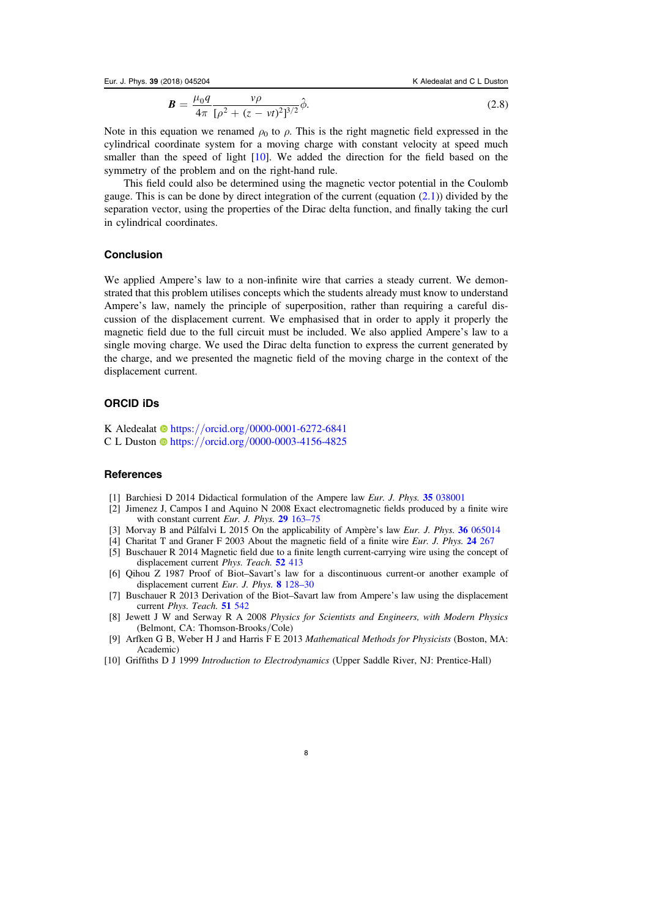$$\boldsymbol{B} = \frac{\mu_0 q}{4\pi} \frac{v\rho}{[\rho^2 + (z - vt)^2]^{3/2}} \hat{\phi}. \tag{2.8}$$

Note in this equation we renamed $\rho_0$ to $\rho$. This is the right magnetic field expressed in the cylindrical coordinate system for a moving charge with constant velocity at speed much smaller than the speed of light [10]. We added the direction for the field based on the symmetry of the problem and on the right-hand rule.

This field could also be determined using the magnetic vector potential in the Coulomb gauge. This is can be done by direct integration of the current (equation (2.1)) divided by the separation vector, using the properties of the Dirac delta function, and finally taking the curl in cylindrical coordinates.

## Conclusion

We applied Ampere's law to a non-infinite wire that carries a steady current. We demonstrated that this problem utilises concepts which the students already must know to understand Ampere's law, namely the principle of superposition, rather than requiring a careful discussion of the displacement current. We emphasised that in order to apply it properly the magnetic field due to the full circuit must be included. We also applied Ampere's law to a single moving charge. We used the Dirac delta function to express the current generated by the charge, and we presented the magnetic field of the moving charge in the context of the displacement current.

## ORCID iDs

K Aledealat https://orcid.org/0000-0001-6272-6841
C L Duston https://orcid.org/0000-0003-4156-4825

## References

[1] Barchiesi D 2014 Didactical formulation of the Ampere law *Eur. J. Phys.* **35** 038001
[2] Jimenez J, Campos I and Aquino N 2008 Exact electromagnetic fields produced by a finite wire with constant current *Eur. J. Phys.* **29** 163–75
[3] Morvay B and Pálfalvi L 2015 On the applicability of Ampère's law *Eur. J. Phys.* **36** 065014
[4] Charitat T and Graner F 2003 About the magnetic field of a finite wire *Eur. J. Phys.* **24** 267
[5] Buschauer R 2014 Magnetic field due to a finite length current-carrying wire using the concept of displacement current *Phys. Teach.* **52** 413
[6] Qihou Z 1987 Proof of Biot–Savart's law for a discontinuous current-or another example of displacement current *Eur. J. Phys.* **8** 128–30
[7] Buschauer R 2013 Derivation of the Biot–Savart law from Ampere's law using the displacement current *Phys. Teach.* **51** 542
[8] Jewett J W and Serway R A 2008 *Physics for Scientists and Engineers, with Modern Physics* (Belmont, CA: Thomson-Brooks/Cole)
[9] Arfken G B, Weber H J and Harris F E 2013 *Mathematical Methods for Physicists* (Boston, MA: Academic)
[10] Griffiths D J 1999 *Introduction to Electrodynamics* (Upper Saddle River, NJ: Prentice-Hall)